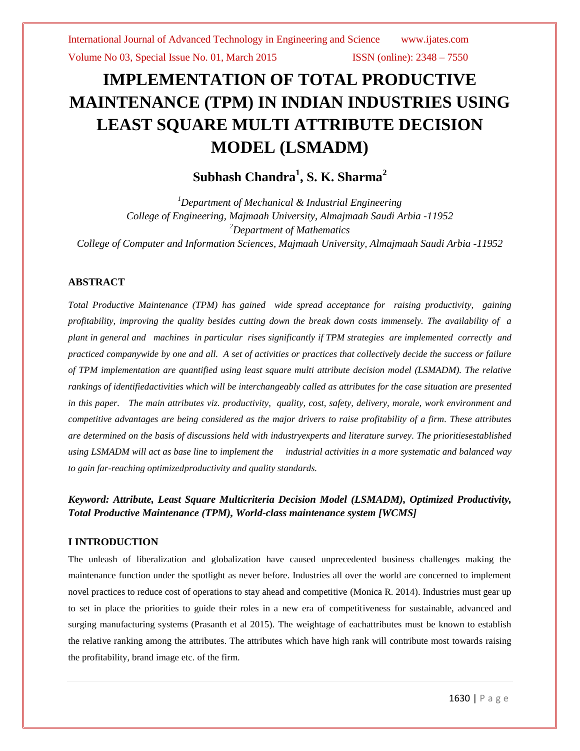# IMPLEMENTATION OF TOTAL PRODUCTIVE MAINTENANCE (TPM) IN INDIAN INDUSTRIES USING LEAST SQUARE MULTI ATTRIBUTE DECISION MODEL (LSMADM)

**Subhash Chandra[1], S. K. Sharma[2]**

*[1]Department of Mechanical & Industrial Engineering*
*College of Engineering, Majmaah University, Almajmaah Saudi Arbia -11952*
*[2]Department of Mathematics*
*College of Computer and Information Sciences, Majmaah University, Almajmaah Saudi Arbia -11952*

## ABSTRACT

*Total Productive Maintenance (TPM) has gained wide spread acceptance for raising productivity, gaining profitability, improving the quality besides cutting down the break down costs immensely. The availability of a plant in general and machines in particular rises significantly if TPM strategies are implemented correctly and practiced companywide by one and all. A set of activities or practices that collectively decide the success or failure of TPM implementation are quantified using least square multi attribute decision model (LSMADM). The relative rankings of identifiedactivities which will be interchangeably called as attributes for the case situation are presented in this paper. The main attributes viz. productivity, quality, cost, safety, delivery, morale, work environment and competitive advantages are being considered as the major drivers to raise profitability of a firm. These attributes are determined on the basis of discussions held with industryexperts and literature survey. The prioritiesestablished using LSMADM will act as base line to implement the industrial activities in a more systematic and balanced way to gain far-reaching optimizedproductivity and quality standards.*

***Keyword: Attribute, Least Square Multicriteria Decision Model (LSMADM), Optimized Productivity, Total Productive Maintenance (TPM), World-class maintenance system [WCMS]***

## I INTRODUCTION

The unleash of liberalization and globalization have caused unprecedented business challenges making the maintenance function under the spotlight as never before. Industries all over the world are concerned to implement novel practices to reduce cost of operations to stay ahead and competitive (Monica R. 2014). Industries must gear up to set in place the priorities to guide their roles in a new era of competitiveness for sustainable, advanced and surging manufacturing systems (Prasanth et al 2015). The weightage of eachattributes must be known to establish the relative ranking among the attributes. The attributes which have high rank will contribute most towards raising the profitability, brand image etc. of the firm.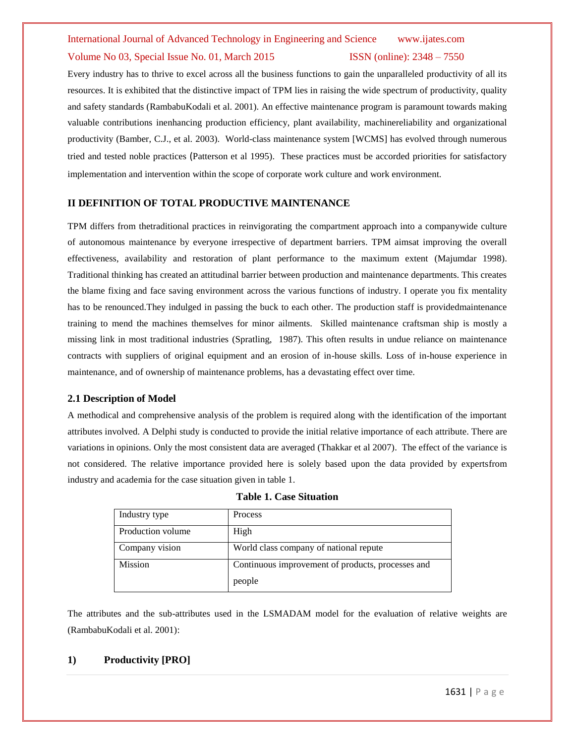Every industry has to thrive to excel across all the business functions to gain the unparalleled productivity of all its resources. It is exhibited that the distinctive impact of TPM lies in raising the wide spectrum of productivity, quality and safety standards (RambabuKodali et al. 2001). An effective maintenance program is paramount towards making valuable contributions inenhancing production efficiency, plant availability, machinereliability and organizational productivity (Bamber, C.J., et al. 2003). World-class maintenance system [WCMS] has evolved through numerous tried and tested noble practices (Patterson et al 1995). These practices must be accorded priorities for satisfactory implementation and intervention within the scope of corporate work culture and work environment.

## II DEFINITION OF TOTAL PRODUCTIVE MAINTENANCE

TPM differs from thetraditional practices in reinvigorating the compartment approach into a companywide culture of autonomous maintenance by everyone irrespective of department barriers. TPM aimsat improving the overall effectiveness, availability and restoration of plant performance to the maximum extent (Majumdar 1998). Traditional thinking has created an attitudinal barrier between production and maintenance departments. This creates the blame fixing and face saving environment across the various functions of industry. I operate you fix mentality has to be renounced.They indulged in passing the buck to each other. The production staff is providedmaintenance training to mend the machines themselves for minor ailments. Skilled maintenance craftsman ship is mostly a missing link in most traditional industries (Spratling, 1987). This often results in undue reliance on maintenance contracts with suppliers of original equipment and an erosion of in-house skills. Loss of in-house experience in maintenance, and of ownership of maintenance problems, has a devastating effect over time.

### 2.1 Description of Model

A methodical and comprehensive analysis of the problem is required along with the identification of the important attributes involved. A Delphi study is conducted to provide the initial relative importance of each attribute. There are variations in opinions. Only the most consistent data are averaged (Thakkar et al 2007). The effect of the variance is not considered. The relative importance provided here is solely based upon the data provided by expertsfrom industry and academia for the case situation given in table 1.

**Table 1. Case Situation**

| | |
|---|---|
| Industry type | Process |
| Production volume | High |
| Company vision | World class company of national repute |
| Mission | Continuous improvement of products, processes and people |

The attributes and the sub-attributes used in the LSMADAM model for the evaluation of relative weights are (RambabuKodali et al. 2001):

#### 1) Productivity [PRO]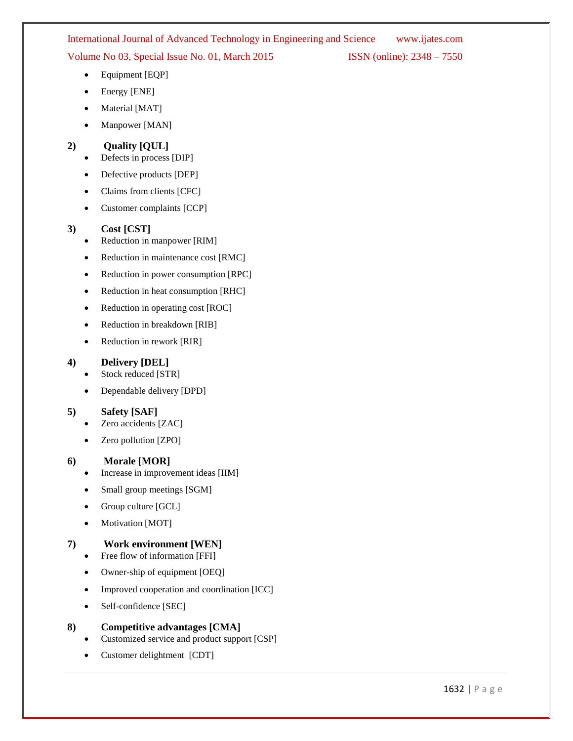- Equipment [EQP]
- Energy [ENE]
- Material [MAT]
- Manpower [MAN]

**2) Quality [QUL]**

- Defects in process [DIP]
- Defective products [DEP]
- Claims from clients [CFC]
- Customer complaints [CCP]

**3) Cost [CST]**

- Reduction in manpower [RIM]
- Reduction in maintenance cost [RMC]
- Reduction in power consumption [RPC]
- Reduction in heat consumption [RHC]
- Reduction in operating cost [ROC]
- Reduction in breakdown [RIB]
- Reduction in rework [RIR]

**4) Delivery [DEL]**

- Stock reduced [STR]
- Dependable delivery [DPD]

**5) Safety [SAF]**

- Zero accidents [ZAC]
- Zero pollution [ZPO]

**6) Morale [MOR]**

- Increase in improvement ideas [IIM]
- Small group meetings [SGM]
- Group culture [GCL]
- Motivation [MOT]

**7) Work environment [WEN]**

- Free flow of information [FFI]
- Owner-ship of equipment [OEQ]
- Improved cooperation and coordination [ICC]
- Self-confidence [SEC]

**8) Competitive advantages [CMA]**

- Customized service and product support [CSP]
- Customer delightment [CDT]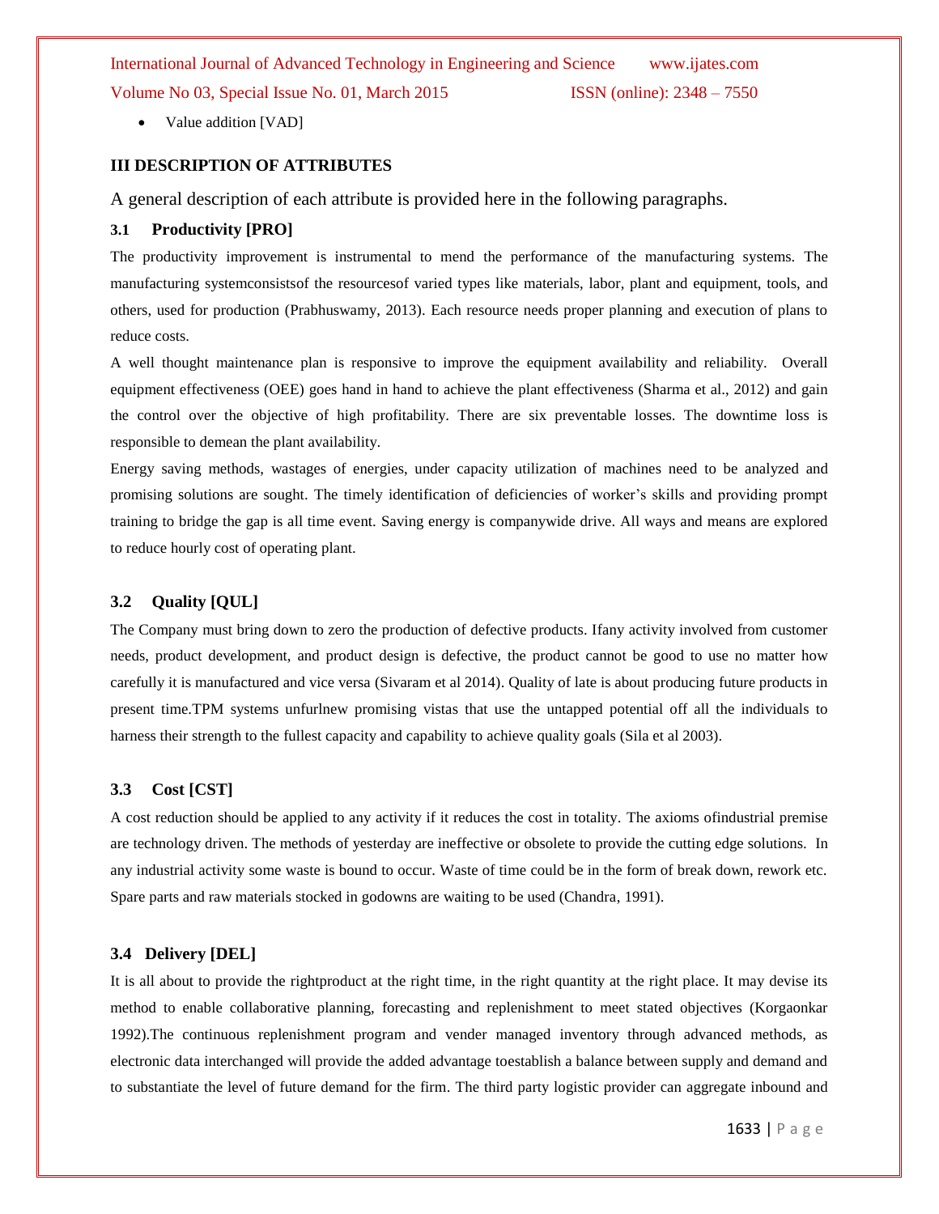- Value addition [VAD]

## III DESCRIPTION OF ATTRIBUTES

A general description of each attribute is provided here in the following paragraphs.

### 3.1 Productivity [PRO]

The productivity improvement is instrumental to mend the performance of the manufacturing systems. The manufacturing systemconsistsof the resourcesof varied types like materials, labor, plant and equipment, tools, and others, used for production (Prabhuswamy, 2013). Each resource needs proper planning and execution of plans to reduce costs.

A well thought maintenance plan is responsive to improve the equipment availability and reliability. Overall equipment effectiveness (OEE) goes hand in hand to achieve the plant effectiveness (Sharma et al., 2012) and gain the control over the objective of high profitability. There are six preventable losses. The downtime loss is responsible to demean the plant availability.

Energy saving methods, wastages of energies, under capacity utilization of machines need to be analyzed and promising solutions are sought. The timely identification of deficiencies of worker's skills and providing prompt training to bridge the gap is all time event. Saving energy is companywide drive. All ways and means are explored to reduce hourly cost of operating plant.

### 3.2 Quality [QUL]

The Company must bring down to zero the production of defective products. Ifany activity involved from customer needs, product development, and product design is defective, the product cannot be good to use no matter how carefully it is manufactured and vice versa (Sivaram et al 2014). Quality of late is about producing future products in present time.TPM systems unfurlnew promising vistas that use the untapped potential off all the individuals to harness their strength to the fullest capacity and capability to achieve quality goals (Sila et al 2003).

### 3.3 Cost [CST]

A cost reduction should be applied to any activity if it reduces the cost in totality. The axioms ofindustrial premise are technology driven. The methods of yesterday are ineffective or obsolete to provide the cutting edge solutions. In any industrial activity some waste is bound to occur. Waste of time could be in the form of break down, rework etc. Spare parts and raw materials stocked in godowns are waiting to be used (Chandra, 1991).

### 3.4 Delivery [DEL]

It is all about to provide the rightproduct at the right time, in the right quantity at the right place. It may devise its method to enable collaborative planning, forecasting and replenishment to meet stated objectives (Korgaonkar 1992).The continuous replenishment program and vender managed inventory through advanced methods, as electronic data interchanged will provide the added advantage toestablish a balance between supply and demand and to substantiate the level of future demand for the firm. The third party logistic provider can aggregate inbound and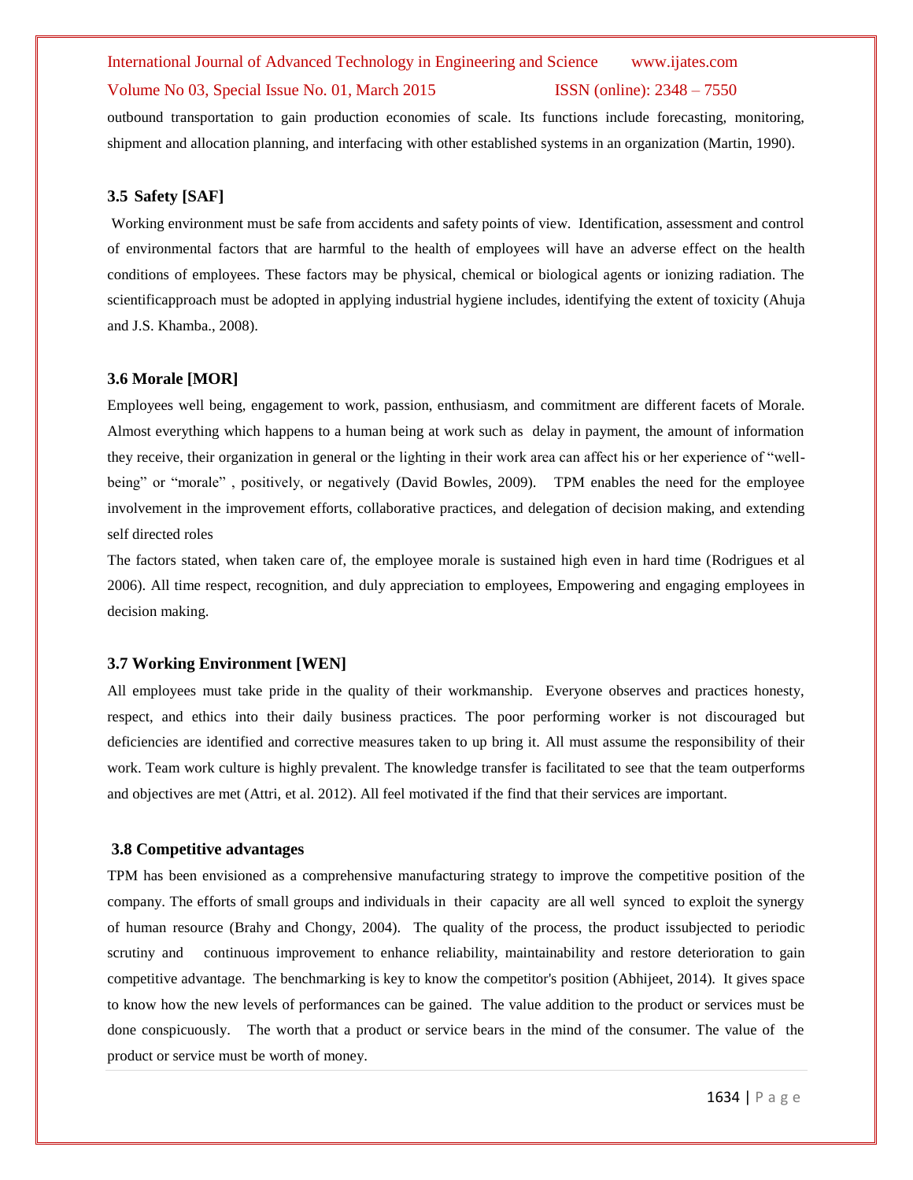outbound transportation to gain production economies of scale. Its functions include forecasting, monitoring, shipment and allocation planning, and interfacing with other established systems in an organization (Martin, 1990).

### 3.5 Safety [SAF]

Working environment must be safe from accidents and safety points of view. Identification, assessment and control of environmental factors that are harmful to the health of employees will have an adverse effect on the health conditions of employees. These factors may be physical, chemical or biological agents or ionizing radiation. The scientificapproach must be adopted in applying industrial hygiene includes, identifying the extent of toxicity (Ahuja and J.S. Khamba., 2008).

### 3.6 Morale [MOR]

Employees well being, engagement to work, passion, enthusiasm, and commitment are different facets of Morale. Almost everything which happens to a human being at work such as delay in payment, the amount of information they receive, their organization in general or the lighting in their work area can affect his or her experience of "well-being" or "morale" , positively, or negatively (David Bowles, 2009). TPM enables the need for the employee involvement in the improvement efforts, collaborative practices, and delegation of decision making, and extending self directed roles

The factors stated, when taken care of, the employee morale is sustained high even in hard time (Rodrigues et al 2006). All time respect, recognition, and duly appreciation to employees, Empowering and engaging employees in decision making.

### 3.7 Working Environment [WEN]

All employees must take pride in the quality of their workmanship. Everyone observes and practices honesty, respect, and ethics into their daily business practices. The poor performing worker is not discouraged but deficiencies are identified and corrective measures taken to up bring it. All must assume the responsibility of their work. Team work culture is highly prevalent. The knowledge transfer is facilitated to see that the team outperforms and objectives are met (Attri, et al. 2012). All feel motivated if the find that their services are important.

### 3.8 Competitive advantages

TPM has been envisioned as a comprehensive manufacturing strategy to improve the competitive position of the company. The efforts of small groups and individuals in their capacity are all well synced to exploit the synergy of human resource (Brahy and Chongy, 2004). The quality of the process, the product issubjected to periodic scrutiny and continuous improvement to enhance reliability, maintainability and restore deterioration to gain competitive advantage. The benchmarking is key to know the competitor's position (Abhijeet, 2014). It gives space to know how the new levels of performances can be gained. The value addition to the product or services must be done conspicuously. The worth that a product or service bears in the mind of the consumer. The value of the product or service must be worth of money.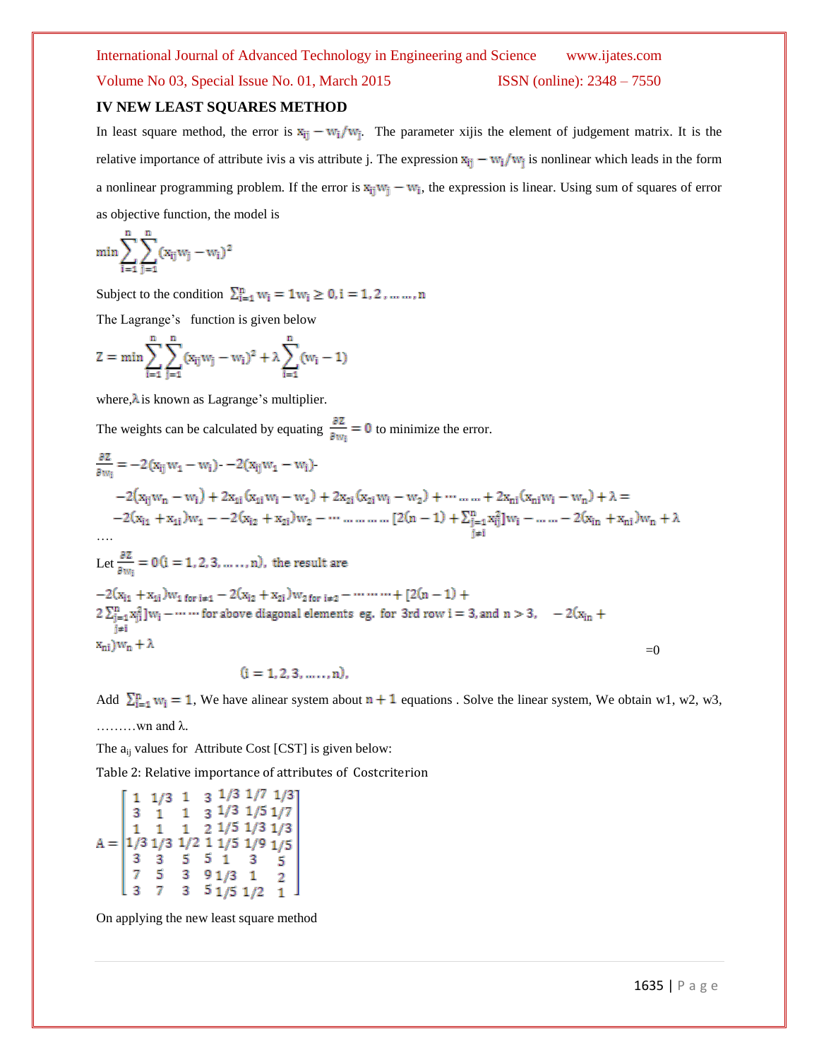## IV NEW LEAST SQUARES METHOD

In least square method, the error is $x_{ij} - w_i/w_j$. The parameter xijis the element of judgement matrix. It is the relative importance of attribute ivis a vis attribute j. The expression $x_{ij} - w_i/w_j$ is nonlinear which leads in the form a nonlinear programming problem. If the error is $x_{ij}w_j - w_i$, the expression is linear. Using sum of squares of error as objective function, the model is

$$\min \sum_{i=1}^{n}\sum_{j=1}^{n}(x_{ij}w_j - w_i)^2$$

Subject to the condition $\sum_{i=1}^{n} w_i = 1 w_i \geq 0, i = 1, 2, \ldots\ldots, n$

The Lagrange's function is given below

$$Z = \min \sum_{i=1}^{n}\sum_{j=1}^{n}(x_{ij}w_j - w_i)^2 + \lambda \sum_{i=1}^{n}(w_i - 1)$$

where, $\lambda$ is known as Lagrange's multiplier.

The weights can be calculated by equating $\frac{\partial Z}{\partial w_i} = 0$ to minimize the error.

$$\frac{\partial Z}{\partial w_i} = -2(x_{ij}w_1 - w_i) - -2(x_{ij}w_1 - w_i) -$$

$$-2(x_{ij}w_n - w_i) + 2x_{1i}(x_{1i}w_i - w_1) + 2x_{2i}(x_{2i}w_i - w_2) + \cdots\ldots\ldots + 2x_{ni}(x_{ni}w_i - w_n) + \lambda =$$

$$-2(x_{i1} + x_{1i})w_1 - -2(x_{i2} + x_{2i})w_2 - \cdots\ldots\ldots\ldots [2(n-1) + \sum_{\substack{j=1 \\ j \neq i}}^{n} x_{ij}^2]w_i - \ldots\ldots - 2(x_{in} + x_{ni})w_n + \lambda$$

....

Let $\frac{\partial Z}{\partial w_i} = 0 (i = 1, 2, 3, \ldots\ldots, n)$, the result are

$$-2(x_{i1} + x_{1i})w_{1 \text{ for } i\neq 1} - 2(x_{i2} + x_{2i})w_{2 \text{ for } i\neq 2} - \cdots\cdots\cdots + [2(n-1) + 2\sum_{\substack{j=1 \\ j\neq i}}^{n} x_{ij}^2]w_i - \cdots\cdots \text{ for above diagonal elements eg. for 3rd row } i = 3, \text{ and } n > 3, \quad -2(x_{in} + x_{ni})w_n + \lambda = 0$$

$$(i = 1, 2, 3, \ldots\ldots, n),$$

Add $\sum_{i=1}^{n} w_i = 1$, We have alinear system about $n + 1$ equations . Solve the linear system, We obtain w1, w2, w3, .........wn and λ.

The $a_{ij}$ values for Attribute Cost [CST] is given below:

Table 2: Relative importance of attributes of Costcriterion

$$A = \begin{bmatrix} 1 & 1/3 & 1 & 3 & 1/3 & 1/7 & 1/3 \\ 3 & 1 & 1 & 3 & 1/3 & 1/5 & 1/7 \\ 1 & 1 & 1 & 2 & 1/5 & 1/3 & 1/3 \\ 1/3 & 1/3 & 1/2 & 1 & 1/5 & 1/9 & 1/5 \\ 3 & 3 & 5 & 5 & 1 & 3 & 5 \\ 7 & 5 & 3 & 9 & 1/3 & 1 & 2 \\ 3 & 7 & 3 & 5 & 1/5 & 1/2 & 1 \end{bmatrix}$$

On applying the new least square method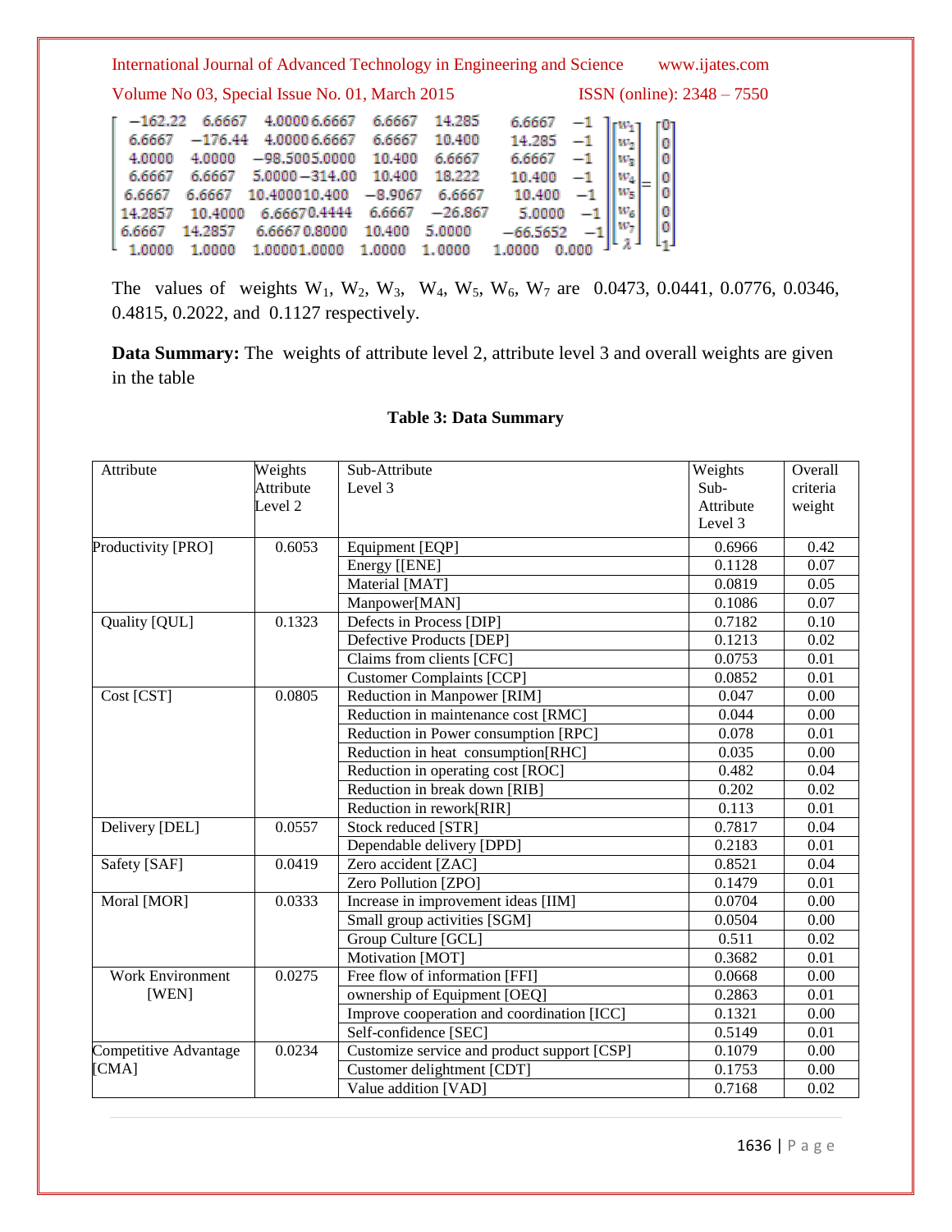$$\begin{bmatrix} -162.22 & 6.6667 & 4.0000 & 6.6667 & 6.6667 & 14.285 & 6.6667 & -1 \\ 6.6667 & -176.44 & 4.0000 & 6.6667 & 6.6667 & 10.400 & 14.285 & -1 \\ 4.0000 & 4.0000 & -98.500 & 5.0000 & 10.400 & 6.6667 & 6.6667 & -1 \\ 6.6667 & 6.6667 & 5.0000 & -314.00 & 10.400 & 18.222 & 10.400 & -1 \\ 6.6667 & 6.6667 & 10.400 & 10.400 & -8.9067 & 6.6667 & 10.400 & -1 \\ 14.2857 & 10.4000 & 6.6667 & 0.4444 & 6.6667 & -26.867 & 5.0000 & -1 \\ 6.6667 & 14.2857 & 6.6667 & 0.8000 & 10.400 & 5.0000 & -66.5652 & -1 \\ 1.0000 & 1.0000 & 1.0000 & 1.0000 & 1.0000 & 1.0000 & 1.0000 & 0.000 \end{bmatrix} \begin{bmatrix} w_1 \\ w_2 \\ w_3 \\ w_4 \\ w_5 \\ w_6 \\ w_7 \\ \lambda \end{bmatrix} = \begin{bmatrix} 0 \\ 0 \\ 0 \\ 0 \\ 0 \\ 0 \\ 0 \\ 1 \end{bmatrix}$$

The values of weights $W_1$, $W_2$, $W_3$, $W_4$, $W_5$, $W_6$, $W_7$ are 0.0473, 0.0441, 0.0776, 0.0346, 0.4815, 0.2022, and 0.1127 respectively.

**Data Summary:** The weights of attribute level 2, attribute level 3 and overall weights are given in the table

**Table 3: Data Summary**

| Attribute | Weights Attribute Level 2 | Sub-Attribute Level 3 | Weights Sub-Attribute Level 3 | Overall criteria weight |
|---|---|---|---|---|
| Productivity [PRO] | 0.6053 | Equipment [EQP] | 0.6966 | 0.42 |
| | | Energy [[ENE] | 0.1128 | 0.07 |
| | | Material [MAT] | 0.0819 | 0.05 |
| | | Manpower[MAN] | 0.1086 | 0.07 |
| Quality [QUL] | 0.1323 | Defects in Process [DIP] | 0.7182 | 0.10 |
| | | Defective Products [DEP] | 0.1213 | 0.02 |
| | | Claims from clients [CFC] | 0.0753 | 0.01 |
| | | Customer Complaints [CCP] | 0.0852 | 0.01 |
| Cost [CST] | 0.0805 | Reduction in Manpower [RIM] | 0.047 | 0.00 |
| | | Reduction in maintenance cost [RMC] | 0.044 | 0.00 |
| | | Reduction in Power consumption [RPC] | 0.078 | 0.01 |
| | | Reduction in heat consumption[RHC] | 0.035 | 0.00 |
| | | Reduction in operating cost [ROC] | 0.482 | 0.04 |
| | | Reduction in break down [RIB] | 0.202 | 0.02 |
| | | Reduction in rework[RIR] | 0.113 | 0.01 |
| Delivery [DEL] | 0.0557 | Stock reduced [STR] | 0.7817 | 0.04 |
| | | Dependable delivery [DPD] | 0.2183 | 0.01 |
| Safety [SAF] | 0.0419 | Zero accident [ZAC] | 0.8521 | 0.04 |
| | | Zero Pollution [ZPO] | 0.1479 | 0.01 |
| Moral [MOR] | 0.0333 | Increase in improvement ideas [IIM] | 0.0704 | 0.00 |
| | | Small group activities [SGM] | 0.0504 | 0.00 |
| | | Group Culture [GCL] | 0.511 | 0.02 |
| | | Motivation [MOT] | 0.3682 | 0.01 |
| Work Environment [WEN] | 0.0275 | Free flow of information [FFI] | 0.0668 | 0.00 |
| | | ownership of Equipment [OEQ] | 0.2863 | 0.01 |
| | | Improve cooperation and coordination [ICC] | 0.1321 | 0.00 |
| | | Self-confidence [SEC] | 0.5149 | 0.01 |
| Competitive Advantage [CMA] | 0.0234 | Customize service and product support [CSP] | 0.1079 | 0.00 |
| | | Customer delightment [CDT] | 0.1753 | 0.00 |
| | | Value addition [VAD] | 0.7168 | 0.02 |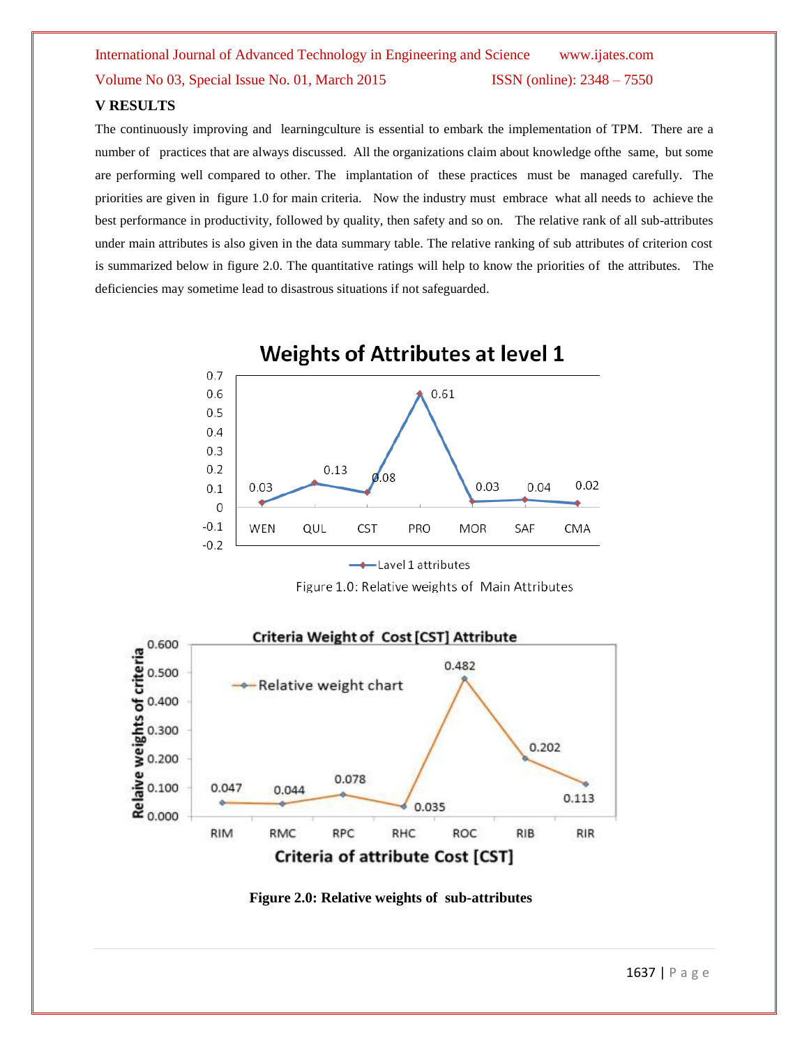## V RESULTS

The continuously improving and learningculture is essential to embark the implementation of TPM. There are a number of practices that are always discussed. All the organizations claim about knowledge ofthe same, but some are performing well compared to other. The implantation of these practices must be managed carefully. The priorities are given in figure 1.0 for main criteria. Now the industry must embrace what all needs to achieve the best performance in productivity, followed by quality, then safety and so on. The relative rank of all sub-attributes under main attributes is also given in the data summary table. The relative ranking of sub attributes of criterion cost is summarized below in figure 2.0. The quantitative ratings will help to know the priorities of the attributes. The deficiencies may sometime lead to disastrous situations if not safeguarded.

Figure 1.0: Relative weights of Main Attributes

**Figure 2.0: Relative weights of sub-attributes**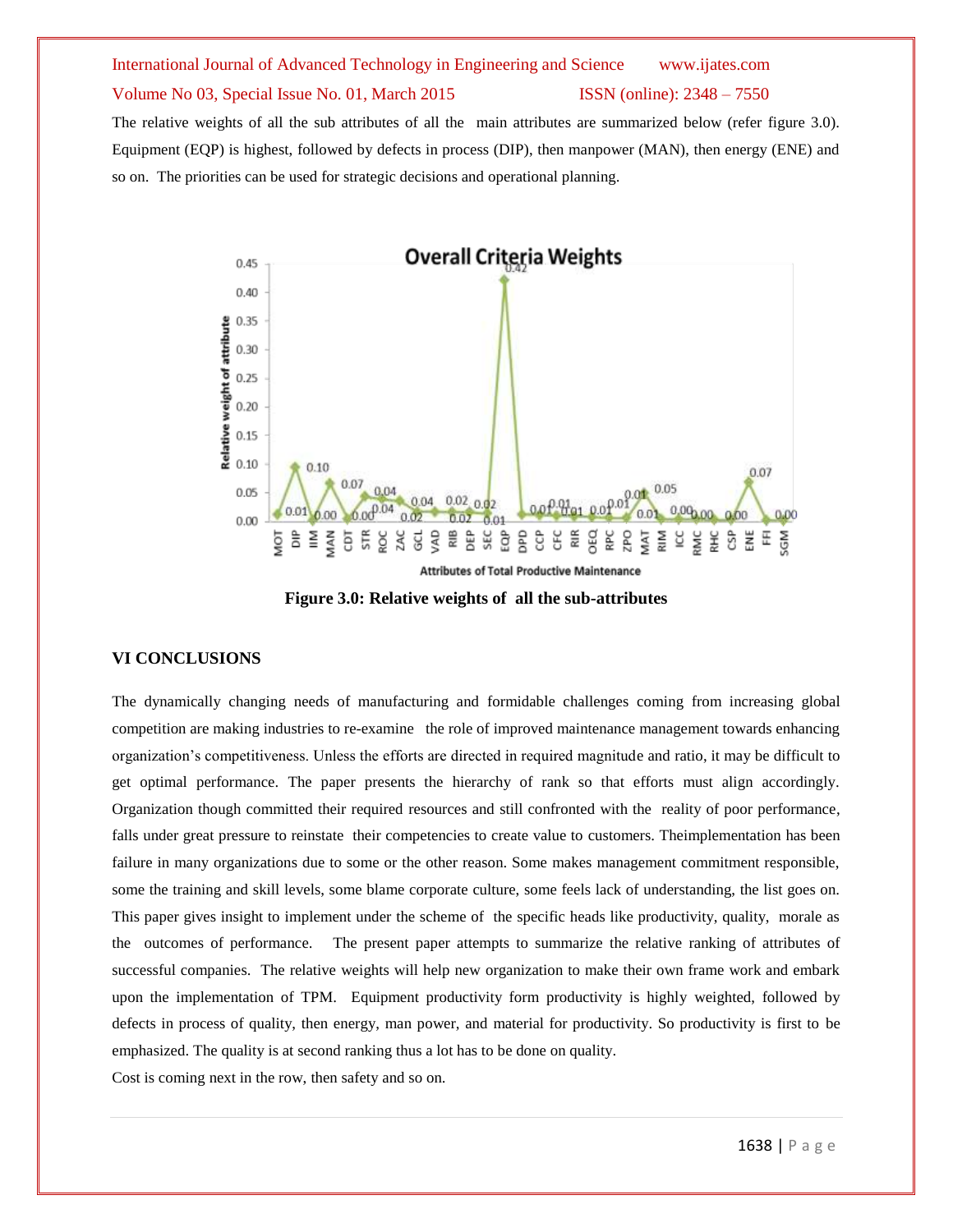The relative weights of all the sub attributes of all the main attributes are summarized below (refer figure 3.0). Equipment (EQP) is highest, followed by defects in process (DIP), then manpower (MAN), then energy (ENE) and so on. The priorities can be used for strategic decisions and operational planning.

**Figure 3.0: Relative weights of all the sub-attributes**

## VI CONCLUSIONS

The dynamically changing needs of manufacturing and formidable challenges coming from increasing global competition are making industries to re-examine the role of improved maintenance management towards enhancing organization's competitiveness. Unless the efforts are directed in required magnitude and ratio, it may be difficult to get optimal performance. The paper presents the hierarchy of rank so that efforts must align accordingly. Organization though committed their required resources and still confronted with the reality of poor performance, falls under great pressure to reinstate their competencies to create value to customers. Theimplementation has been failure in many organizations due to some or the other reason. Some makes management commitment responsible, some the training and skill levels, some blame corporate culture, some feels lack of understanding, the list goes on. This paper gives insight to implement under the scheme of the specific heads like productivity, quality, morale as the outcomes of performance. The present paper attempts to summarize the relative ranking of attributes of successful companies. The relative weights will help new organization to make their own frame work and embark upon the implementation of TPM. Equipment productivity form productivity is highly weighted, followed by defects in process of quality, then energy, man power, and material for productivity. So productivity is first to be emphasized. The quality is at second ranking thus a lot has to be done on quality.

Cost is coming next in the row, then safety and so on.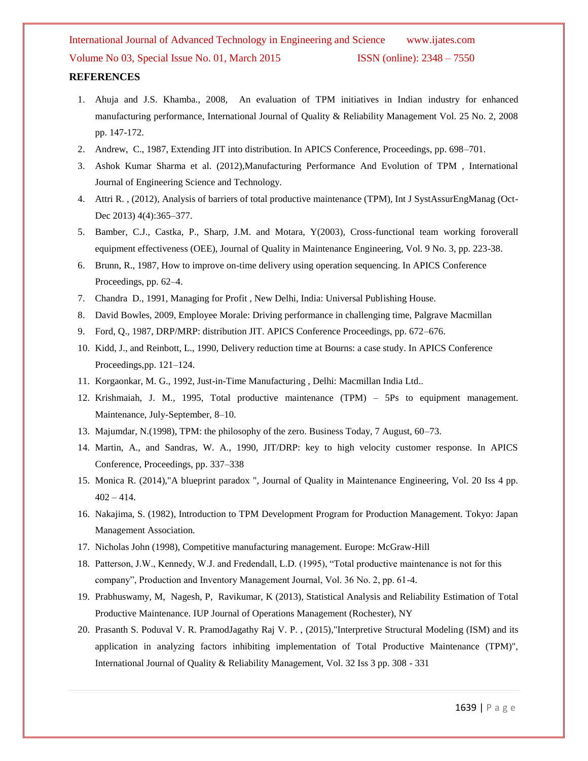## REFERENCES

1. Ahuja and J.S. Khamba., 2008, An evaluation of TPM initiatives in Indian industry for enhanced manufacturing performance, International Journal of Quality & Reliability Management Vol. 25 No. 2, 2008 pp. 147-172.
2. Andrew, C., 1987, Extending JIT into distribution. In APICS Conference, Proceedings, pp. 698–701.
3. Ashok Kumar Sharma et al. (2012),Manufacturing Performance And Evolution of TPM , International Journal of Engineering Science and Technology.
4. Attri R. , (2012), Analysis of barriers of total productive maintenance (TPM), Int J SystAssurEngManag (Oct-Dec 2013) 4(4):365–377.
5. Bamber, C.J., Castka, P., Sharp, J.M. and Motara, Y(2003), Cross-functional team working foroverall equipment effectiveness (OEE), Journal of Quality in Maintenance Engineering, Vol. 9 No. 3, pp. 223-38.
6. Brunn, R., 1987, How to improve on-time delivery using operation sequencing. In APICS Conference Proceedings, pp. 62–4.
7. Chandra D., 1991, Managing for Profit , New Delhi, India: Universal Publishing House.
8. David Bowles, 2009, Employee Morale: Driving performance in challenging time, Palgrave Macmillan
9. Ford, Q., 1987, DRP/MRP: distribution JIT. APICS Conference Proceedings, pp. 672–676.
10. Kidd, J., and Reinbott, L., 1990, Delivery reduction time at Bourns: a case study. In APICS Conference Proceedings,pp. 121–124.
11. Korgaonkar, M. G., 1992, Just-in-Time Manufacturing , Delhi: Macmillan India Ltd..
12. Krishmaiah, J. M., 1995, Total productive maintenance (TPM) – 5Ps to equipment management. Maintenance, July-September, 8–10.
13. Majumdar, N.(1998), TPM: the philosophy of the zero. Business Today, 7 August, 60–73.
14. Martin, A., and Sandras, W. A., 1990, JIT/DRP: key to high velocity customer response. In APICS Conference, Proceedings, pp. 337–338
15. Monica R. (2014),"A blueprint paradox ", Journal of Quality in Maintenance Engineering, Vol. 20 Iss 4 pp. 402 – 414.
16. Nakajima, S. (1982), Introduction to TPM Development Program for Production Management. Tokyo: Japan Management Association.
17. Nicholas John (1998), Competitive manufacturing management. Europe: McGraw-Hill
18. Patterson, J.W., Kennedy, W.J. and Fredendall, L.D. (1995), "Total productive maintenance is not for this company", Production and Inventory Management Journal, Vol. 36 No. 2, pp. 61-4.
19. Prabhuswamy, M, Nagesh, P, Ravikumar, K (2013), Statistical Analysis and Reliability Estimation of Total Productive Maintenance. IUP Journal of Operations Management (Rochester), NY
20. Prasanth S. Poduval V. R. PramodJagathy Raj V. P. , (2015),"Interpretive Structural Modeling (ISM) and its application in analyzing factors inhibiting implementation of Total Productive Maintenance (TPM)", International Journal of Quality & Reliability Management, Vol. 32 Iss 3 pp. 308 - 331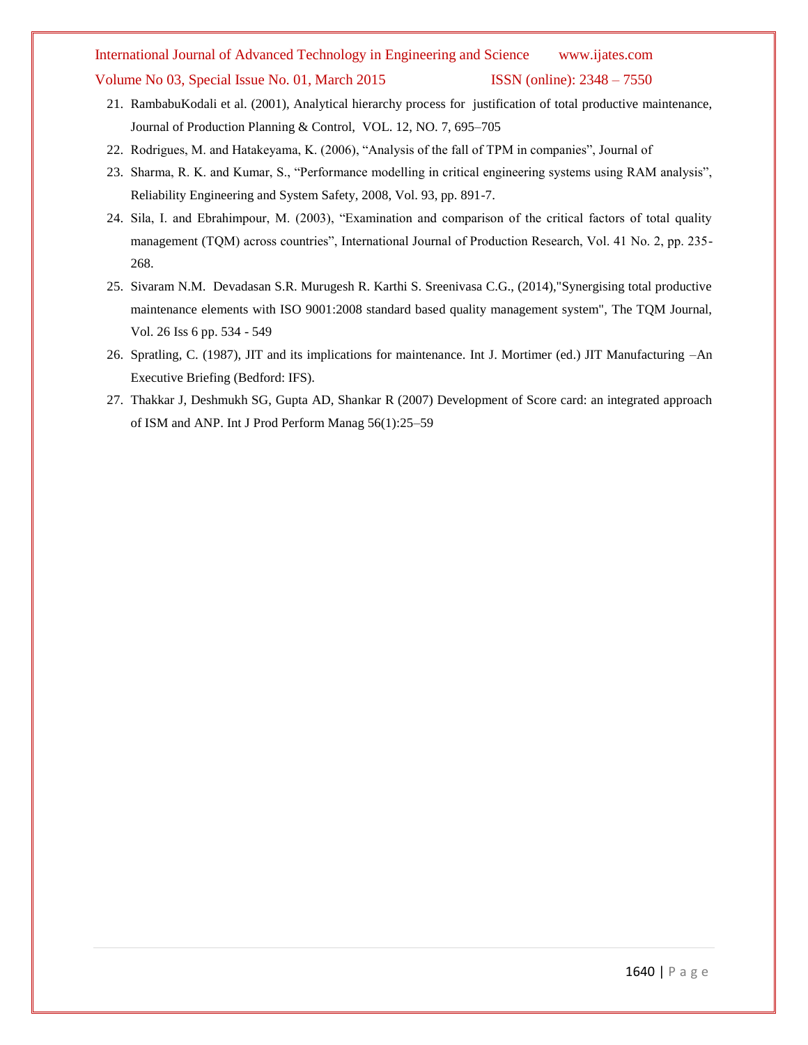21. RambabuKodali et al. (2001), Analytical hierarchy process for justification of total productive maintenance, Journal of Production Planning & Control, VOL. 12, NO. 7, 695–705
22. Rodrigues, M. and Hatakeyama, K. (2006), "Analysis of the fall of TPM in companies", Journal of
23. Sharma, R. K. and Kumar, S., "Performance modelling in critical engineering systems using RAM analysis", Reliability Engineering and System Safety, 2008, Vol. 93, pp. 891-7.
24. Sila, I. and Ebrahimpour, M. (2003), "Examination and comparison of the critical factors of total quality management (TQM) across countries", International Journal of Production Research, Vol. 41 No. 2, pp. 235-268.
25. Sivaram N.M. Devadasan S.R. Murugesh R. Karthi S. Sreenivasa C.G., (2014),"Synergising total productive maintenance elements with ISO 9001:2008 standard based quality management system", The TQM Journal, Vol. 26 Iss 6 pp. 534 - 549
26. Spratling, C. (1987), JIT and its implications for maintenance. Int J. Mortimer (ed.) JIT Manufacturing –An Executive Briefing (Bedford: IFS).
27. Thakkar J, Deshmukh SG, Gupta AD, Shankar R (2007) Development of Score card: an integrated approach of ISM and ANP. Int J Prod Perform Manag 56(1):25–59